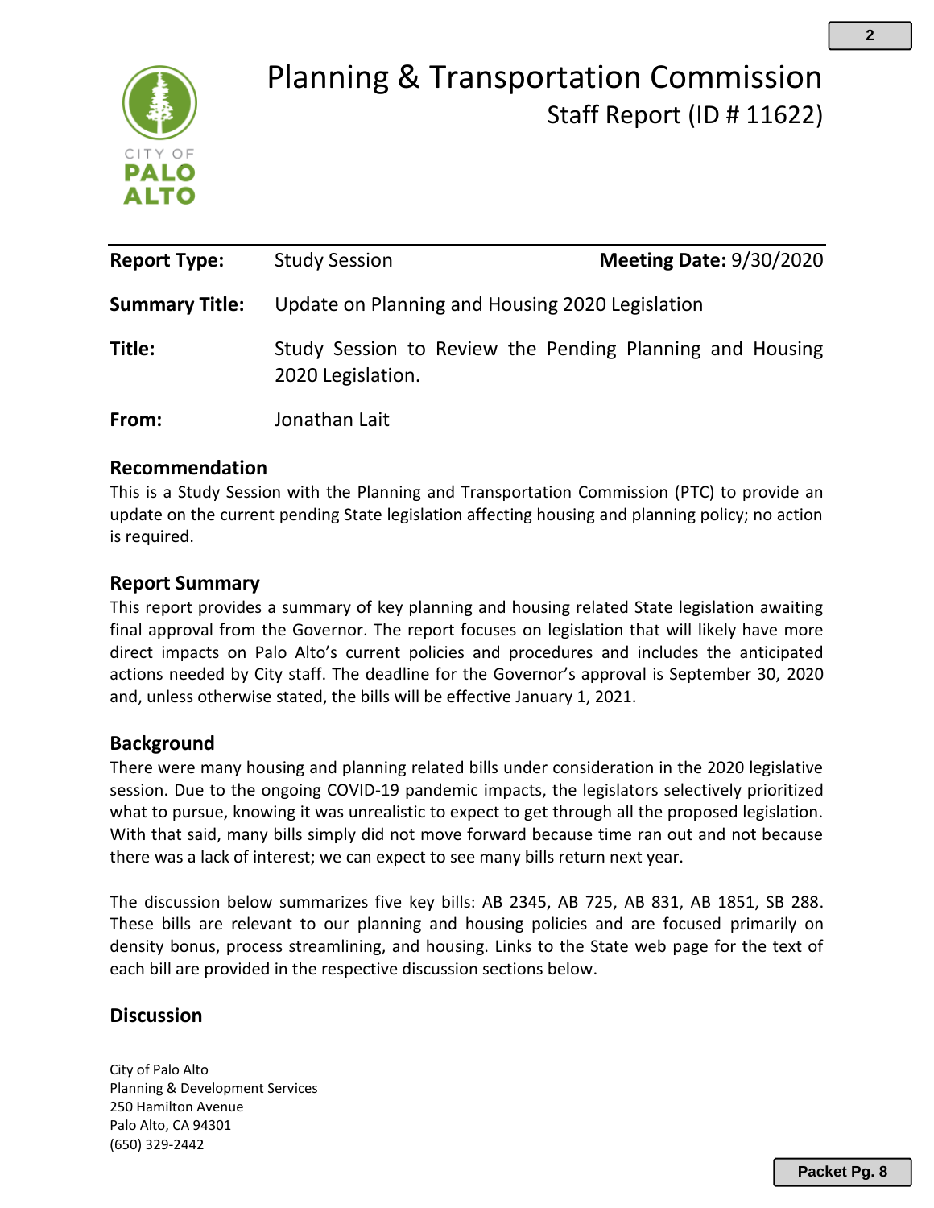# Planning & Transportation Commission

## Staff Report (ID # 11622)

| | | |
|---|---|---|
| **Report Type:** | Study Session | **Meeting Date:** 9/30/2020 |
| **Summary Title:** | Update on Planning and Housing 2020 Legislation | |
| **Title:** | Study Session to Review the Pending Planning and Housing 2020 Legislation. | |
| **From:** | Jonathan Lait | |

### Recommendation

This is a Study Session with the Planning and Transportation Commission (PTC) to provide an update on the current pending State legislation affecting housing and planning policy; no action is required.

### Report Summary

This report provides a summary of key planning and housing related State legislation awaiting final approval from the Governor. The report focuses on legislation that will likely have more direct impacts on Palo Alto's current policies and procedures and includes the anticipated actions needed by City staff. The deadline for the Governor's approval is September 30, 2020 and, unless otherwise stated, the bills will be effective January 1, 2021.

### Background

There were many housing and planning related bills under consideration in the 2020 legislative session. Due to the ongoing COVID-19 pandemic impacts, the legislators selectively prioritized what to pursue, knowing it was unrealistic to expect to get through all the proposed legislation. With that said, many bills simply did not move forward because time ran out and not because there was a lack of interest; we can expect to see many bills return next year.

The discussion below summarizes five key bills: AB 2345, AB 725, AB 831, AB 1851, SB 288. These bills are relevant to our planning and housing policies and are focused primarily on density bonus, process streamlining, and housing. Links to the State web page for the text of each bill are provided in the respective discussion sections below.

### Discussion

City of Palo Alto
Planning & Development Services
250 Hamilton Avenue
Palo Alto, CA 94301
(650) 329-2442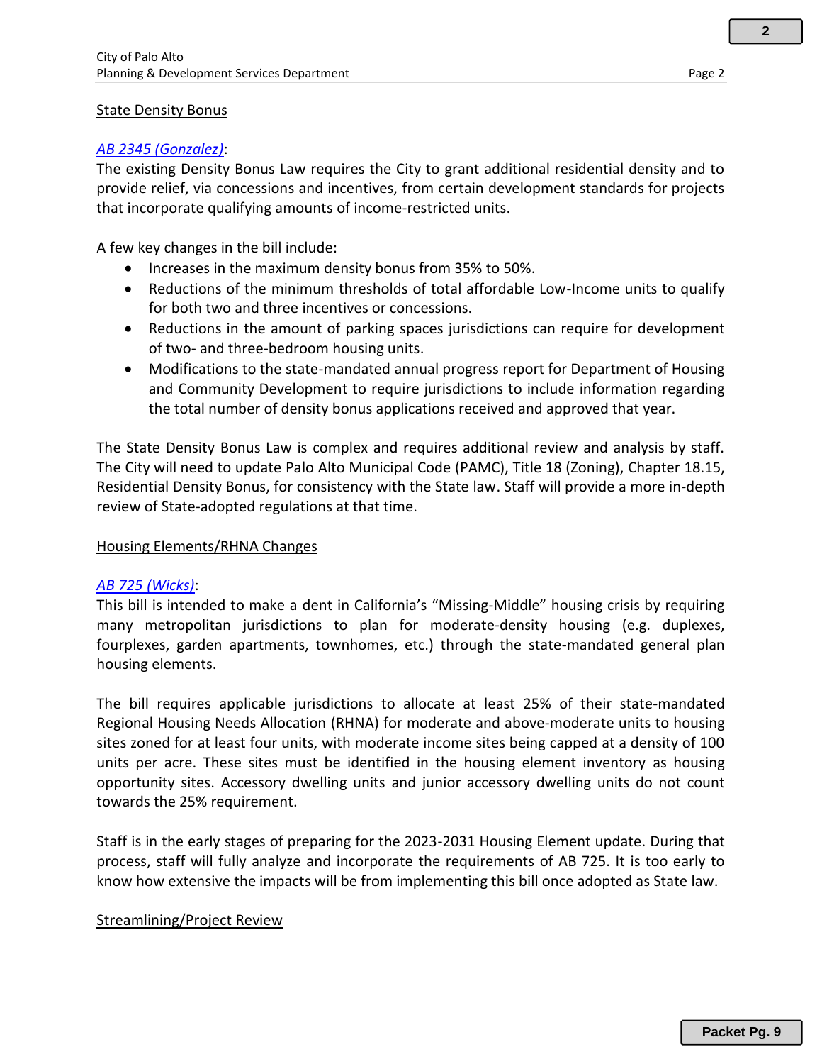State Density Bonus

*AB 2345 (Gonzalez)*:

The existing Density Bonus Law requires the City to grant additional residential density and to provide relief, via concessions and incentives, from certain development standards for projects that incorporate qualifying amounts of income-restricted units.

A few key changes in the bill include:

- Increases in the maximum density bonus from 35% to 50%.
- Reductions of the minimum thresholds of total affordable Low-Income units to qualify for both two and three incentives or concessions.
- Reductions in the amount of parking spaces jurisdictions can require for development of two- and three-bedroom housing units.
- Modifications to the state-mandated annual progress report for Department of Housing and Community Development to require jurisdictions to include information regarding the total number of density bonus applications received and approved that year.

The State Density Bonus Law is complex and requires additional review and analysis by staff. The City will need to update Palo Alto Municipal Code (PAMC), Title 18 (Zoning), Chapter 18.15, Residential Density Bonus, for consistency with the State law. Staff will provide a more in-depth review of State-adopted regulations at that time.

Housing Elements/RHNA Changes

*AB 725 (Wicks)*:

This bill is intended to make a dent in California's "Missing-Middle" housing crisis by requiring many metropolitan jurisdictions to plan for moderate-density housing (e.g. duplexes, fourplexes, garden apartments, townhomes, etc.) through the state-mandated general plan housing elements.

The bill requires applicable jurisdictions to allocate at least 25% of their state-mandated Regional Housing Needs Allocation (RHNA) for moderate and above-moderate units to housing sites zoned for at least four units, with moderate income sites being capped at a density of 100 units per acre. These sites must be identified in the housing element inventory as housing opportunity sites. Accessory dwelling units and junior accessory dwelling units do not count towards the 25% requirement.

Staff is in the early stages of preparing for the 2023-2031 Housing Element update. During that process, staff will fully analyze and incorporate the requirements of AB 725. It is too early to know how extensive the impacts will be from implementing this bill once adopted as State law.

Streamlining/Project Review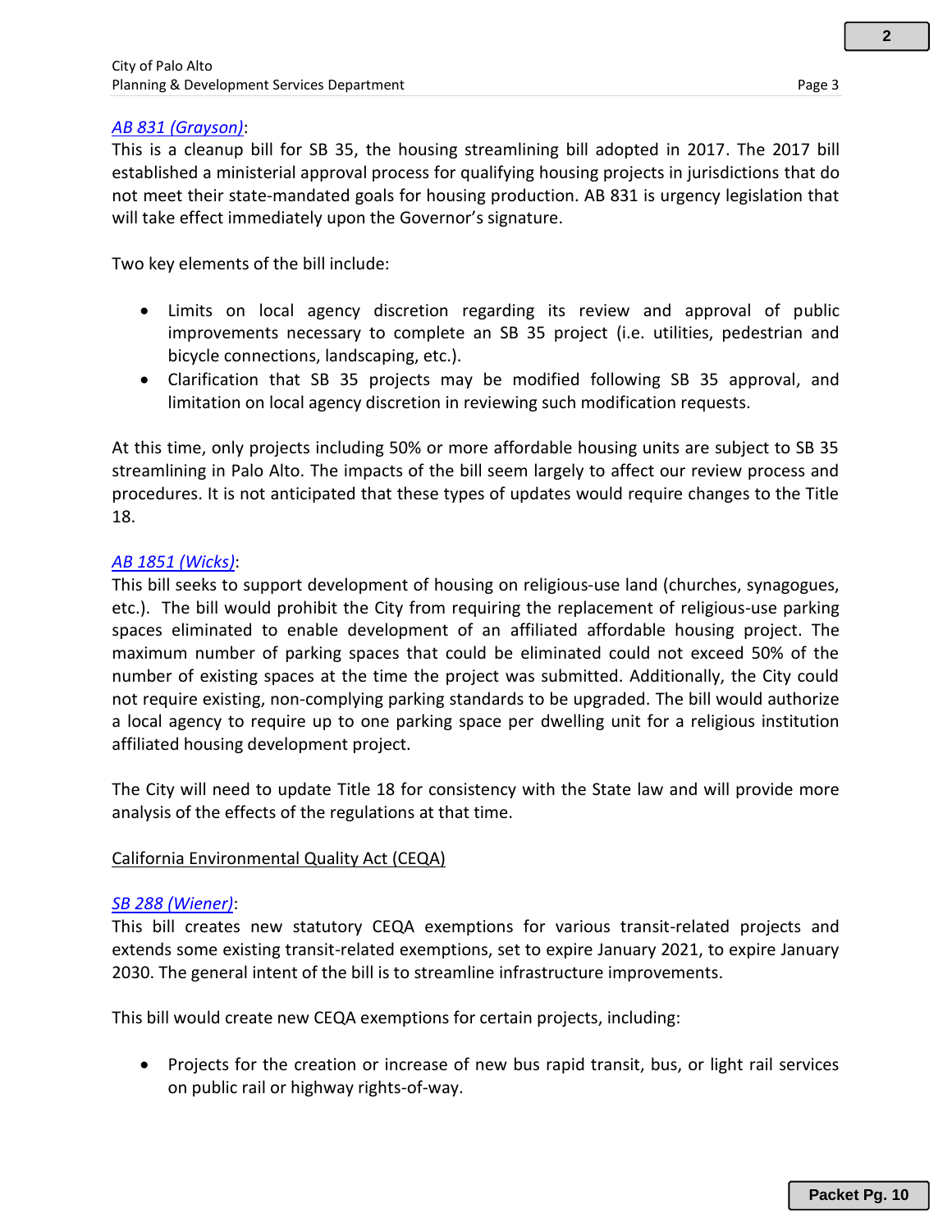*AB 831 (Grayson)*:
This is a cleanup bill for SB 35, the housing streamlining bill adopted in 2017. The 2017 bill established a ministerial approval process for qualifying housing projects in jurisdictions that do not meet their state-mandated goals for housing production. AB 831 is urgency legislation that will take effect immediately upon the Governor's signature.

Two key elements of the bill include:

- Limits on local agency discretion regarding its review and approval of public improvements necessary to complete an SB 35 project (i.e. utilities, pedestrian and bicycle connections, landscaping, etc.).
- Clarification that SB 35 projects may be modified following SB 35 approval, and limitation on local agency discretion in reviewing such modification requests.

At this time, only projects including 50% or more affordable housing units are subject to SB 35 streamlining in Palo Alto. The impacts of the bill seem largely to affect our review process and procedures. It is not anticipated that these types of updates would require changes to the Title 18.

*AB 1851 (Wicks)*:
This bill seeks to support development of housing on religious-use land (churches, synagogues, etc.). The bill would prohibit the City from requiring the replacement of religious-use parking spaces eliminated to enable development of an affiliated affordable housing project. The maximum number of parking spaces that could be eliminated could not exceed 50% of the number of existing spaces at the time the project was submitted. Additionally, the City could not require existing, non-complying parking standards to be upgraded. The bill would authorize a local agency to require up to one parking space per dwelling unit for a religious institution affiliated housing development project.

The City will need to update Title 18 for consistency with the State law and will provide more analysis of the effects of the regulations at that time.

California Environmental Quality Act (CEQA)

*SB 288 (Wiener)*:
This bill creates new statutory CEQA exemptions for various transit-related projects and extends some existing transit-related exemptions, set to expire January 2021, to expire January 2030. The general intent of the bill is to streamline infrastructure improvements.

This bill would create new CEQA exemptions for certain projects, including:

- Projects for the creation or increase of new bus rapid transit, bus, or light rail services on public rail or highway rights-of-way.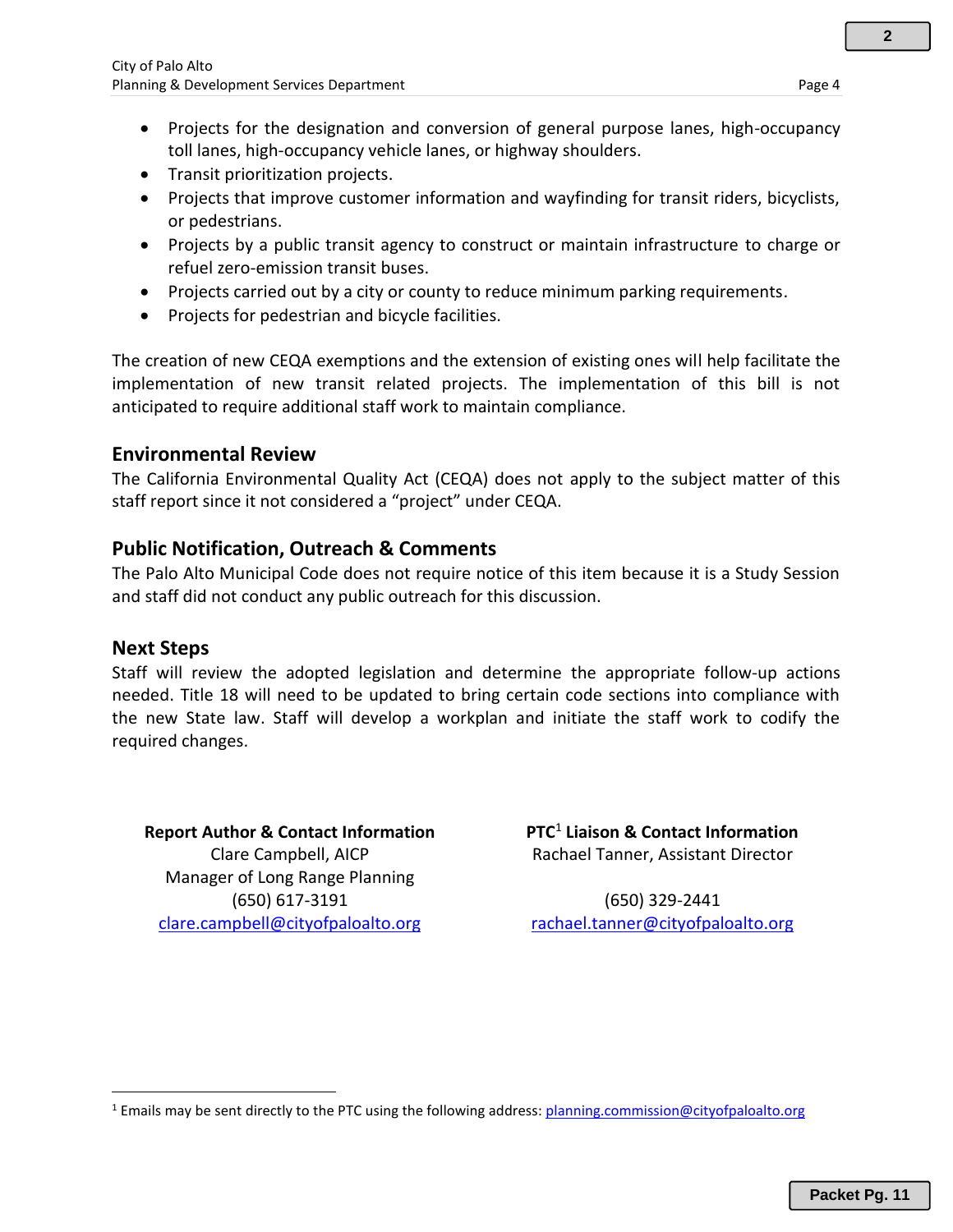- Projects for the designation and conversion of general purpose lanes, high-occupancy toll lanes, high-occupancy vehicle lanes, or highway shoulders.
- Transit prioritization projects.
- Projects that improve customer information and wayfinding for transit riders, bicyclists, or pedestrians.
- Projects by a public transit agency to construct or maintain infrastructure to charge or refuel zero-emission transit buses.
- Projects carried out by a city or county to reduce minimum parking requirements.
- Projects for pedestrian and bicycle facilities.

The creation of new CEQA exemptions and the extension of existing ones will help facilitate the implementation of new transit related projects. The implementation of this bill is not anticipated to require additional staff work to maintain compliance.

## Environmental Review

The California Environmental Quality Act (CEQA) does not apply to the subject matter of this staff report since it not considered a “project” under CEQA.

## Public Notification, Outreach & Comments

The Palo Alto Municipal Code does not require notice of this item because it is a Study Session and staff did not conduct any public outreach for this discussion.

## Next Steps

Staff will review the adopted legislation and determine the appropriate follow-up actions needed. Title 18 will need to be updated to bring certain code sections into compliance with the new State law. Staff will develop a workplan and initiate the staff work to codify the required changes.

**Report Author & Contact Information**
Clare Campbell, AICP
Manager of Long Range Planning
(650) 617-3191
clare.campbell@cityofpaloalto.org

**PTC[1] Liaison & Contact Information**
Rachael Tanner, Assistant Director
(650) 329-2441
rachael.tanner@cityofpaloalto.org

[1] Emails may be sent directly to the PTC using the following address: planning.commission@cityofpaloalto.org